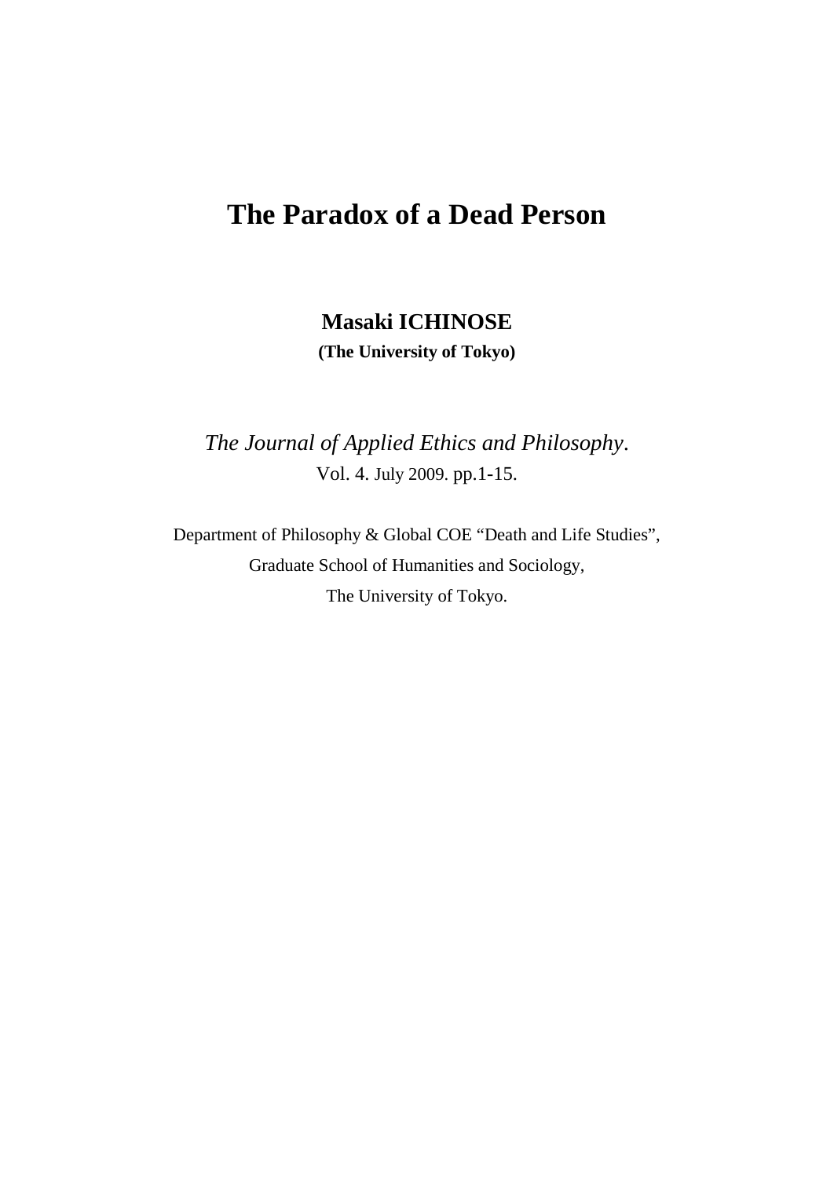# The Paradox of a Dead Person

**Masaki ICHINOSE**

**(The University of Tokyo)**

*The Journal of Applied Ethics and Philosophy*.
Vol. 4. July 2009. pp.1-15.

Department of Philosophy & Global COE "Death and Life Studies",
Graduate School of Humanities and Sociology,
The University of Tokyo.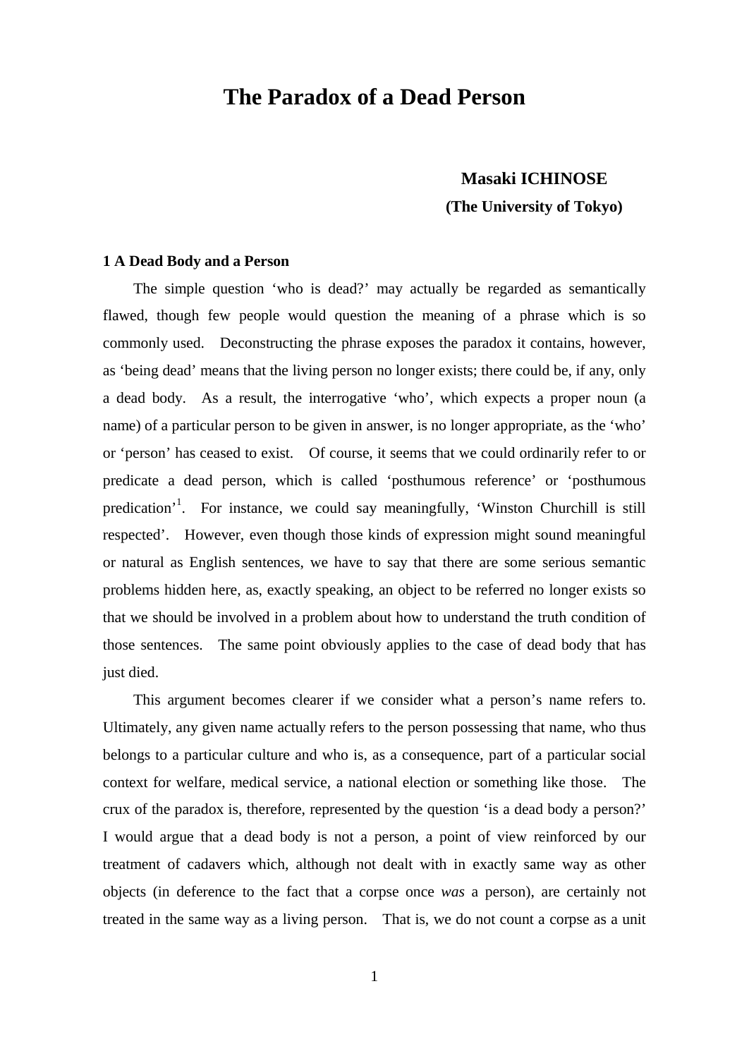# The Paradox of a Dead Person

**Masaki ICHINOSE**

**(The University of Tokyo)**

### 1 A Dead Body and a Person

The simple question 'who is dead?' may actually be regarded as semantically flawed, though few people would question the meaning of a phrase which is so commonly used. Deconstructing the phrase exposes the paradox it contains, however, as 'being dead' means that the living person no longer exists; there could be, if any, only a dead body. As a result, the interrogative 'who', which expects a proper noun (a name) of a particular person to be given in answer, is no longer appropriate, as the 'who' or 'person' has ceased to exist. Of course, it seems that we could ordinarily refer to or predicate a dead person, which is called 'posthumous reference' or 'posthumous predication'[1]. For instance, we could say meaningfully, 'Winston Churchill is still respected'. However, even though those kinds of expression might sound meaningful or natural as English sentences, we have to say that there are some serious semantic problems hidden here, as, exactly speaking, an object to be referred no longer exists so that we should be involved in a problem about how to understand the truth condition of those sentences. The same point obviously applies to the case of dead body that has just died.

This argument becomes clearer if we consider what a person's name refers to. Ultimately, any given name actually refers to the person possessing that name, who thus belongs to a particular culture and who is, as a consequence, part of a particular social context for welfare, medical service, a national election or something like those. The crux of the paradox is, therefore, represented by the question 'is a dead body a person?' I would argue that a dead body is not a person, a point of view reinforced by our treatment of cadavers which, although not dealt with in exactly same way as other objects (in deference to the fact that a corpse once *was* a person), are certainly not treated in the same way as a living person. That is, we do not count a corpse as a unit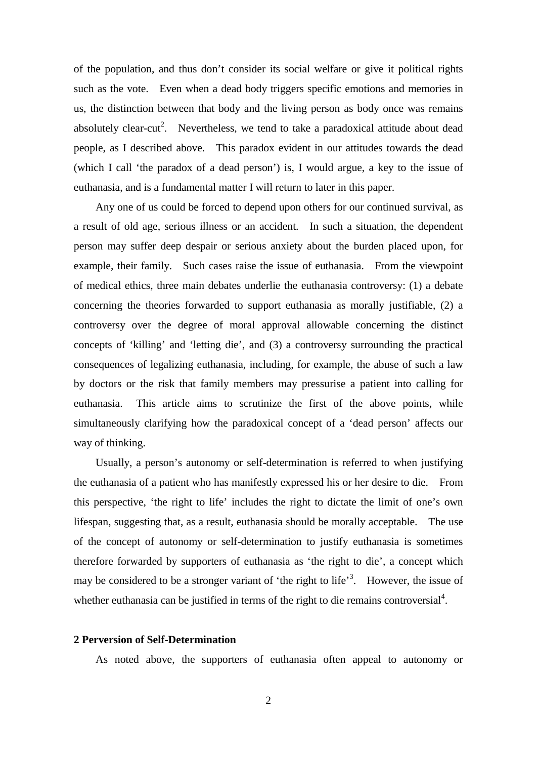of the population, and thus don't consider its social welfare or give it political rights such as the vote. Even when a dead body triggers specific emotions and memories in us, the distinction between that body and the living person as body once was remains absolutely clear-cut[2]. Nevertheless, we tend to take a paradoxical attitude about dead people, as I described above. This paradox evident in our attitudes towards the dead (which I call 'the paradox of a dead person') is, I would argue, a key to the issue of euthanasia, and is a fundamental matter I will return to later in this paper.

Any one of us could be forced to depend upon others for our continued survival, as a result of old age, serious illness or an accident. In such a situation, the dependent person may suffer deep despair or serious anxiety about the burden placed upon, for example, their family. Such cases raise the issue of euthanasia. From the viewpoint of medical ethics, three main debates underlie the euthanasia controversy: (1) a debate concerning the theories forwarded to support euthanasia as morally justifiable, (2) a controversy over the degree of moral approval allowable concerning the distinct concepts of 'killing' and 'letting die', and (3) a controversy surrounding the practical consequences of legalizing euthanasia, including, for example, the abuse of such a law by doctors or the risk that family members may pressurise a patient into calling for euthanasia. This article aims to scrutinize the first of the above points, while simultaneously clarifying how the paradoxical concept of a 'dead person' affects our way of thinking.

Usually, a person's autonomy or self-determination is referred to when justifying the euthanasia of a patient who has manifestly expressed his or her desire to die. From this perspective, 'the right to life' includes the right to dictate the limit of one's own lifespan, suggesting that, as a result, euthanasia should be morally acceptable. The use of the concept of autonomy or self-determination to justify euthanasia is sometimes therefore forwarded by supporters of euthanasia as 'the right to die', a concept which may be considered to be a stronger variant of 'the right to life'[3]. However, the issue of whether euthanasia can be justified in terms of the right to die remains controversial[4].

## 2 Perversion of Self-Determination

As noted above, the supporters of euthanasia often appeal to autonomy or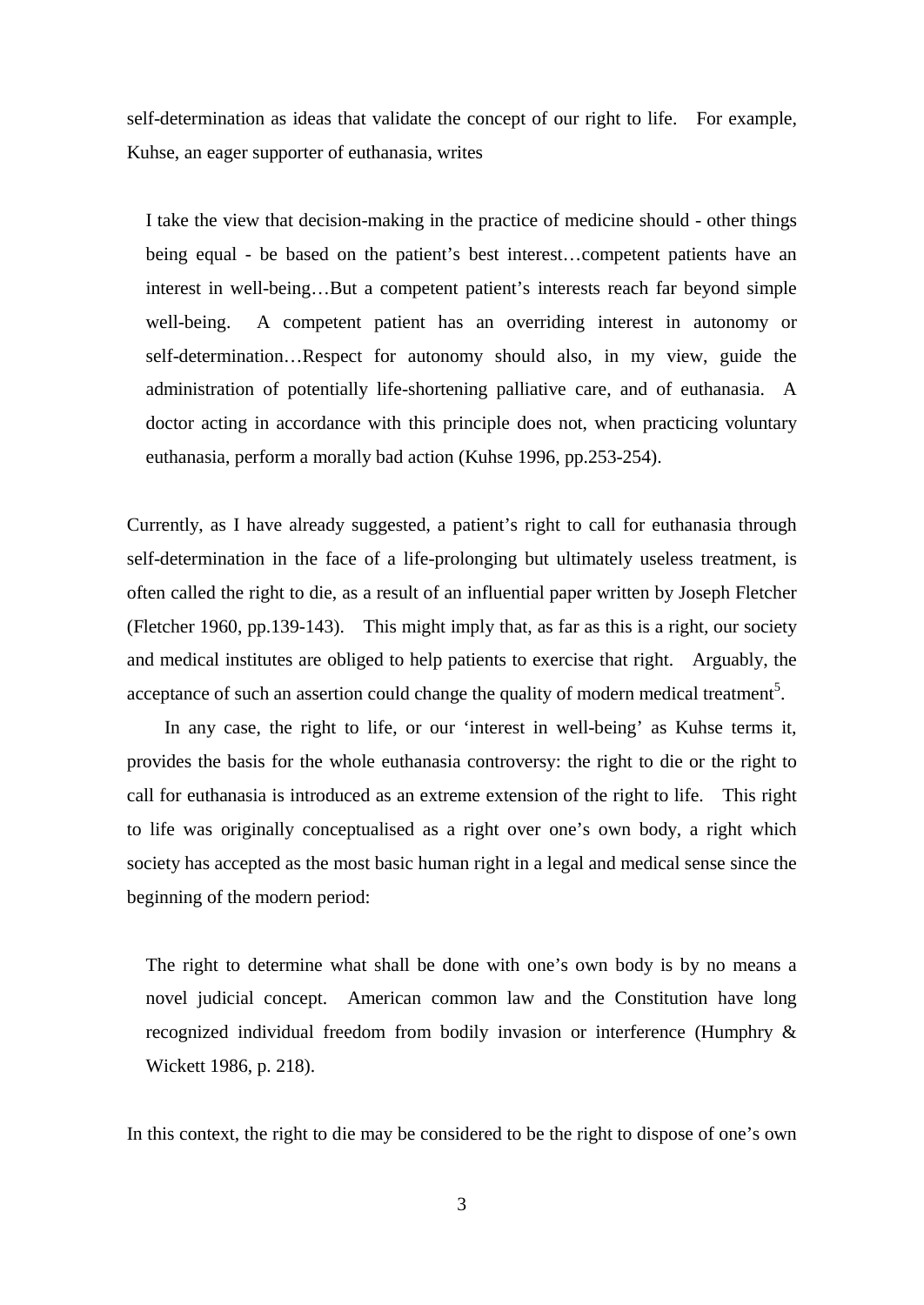self-determination as ideas that validate the concept of our right to life. For example, Kuhse, an eager supporter of euthanasia, writes

> I take the view that decision-making in the practice of medicine should - other things being equal - be based on the patient's best interest…competent patients have an interest in well-being…But a competent patient's interests reach far beyond simple well-being. A competent patient has an overriding interest in autonomy or self-determination…Respect for autonomy should also, in my view, guide the administration of potentially life-shortening palliative care, and of euthanasia. A doctor acting in accordance with this principle does not, when practicing voluntary euthanasia, perform a morally bad action (Kuhse 1996, pp.253-254).

Currently, as I have already suggested, a patient's right to call for euthanasia through self-determination in the face of a life-prolonging but ultimately useless treatment, is often called the right to die, as a result of an influential paper written by Joseph Fletcher (Fletcher 1960, pp.139-143). This might imply that, as far as this is a right, our society and medical institutes are obliged to help patients to exercise that right. Arguably, the acceptance of such an assertion could change the quality of modern medical treatment[5].

In any case, the right to life, or our 'interest in well-being' as Kuhse terms it, provides the basis for the whole euthanasia controversy: the right to die or the right to call for euthanasia is introduced as an extreme extension of the right to life. This right to life was originally conceptualised as a right over one's own body, a right which society has accepted as the most basic human right in a legal and medical sense since the beginning of the modern period:

> The right to determine what shall be done with one's own body is by no means a novel judicial concept. American common law and the Constitution have long recognized individual freedom from bodily invasion or interference (Humphry & Wickett 1986, p. 218).

In this context, the right to die may be considered to be the right to dispose of one's own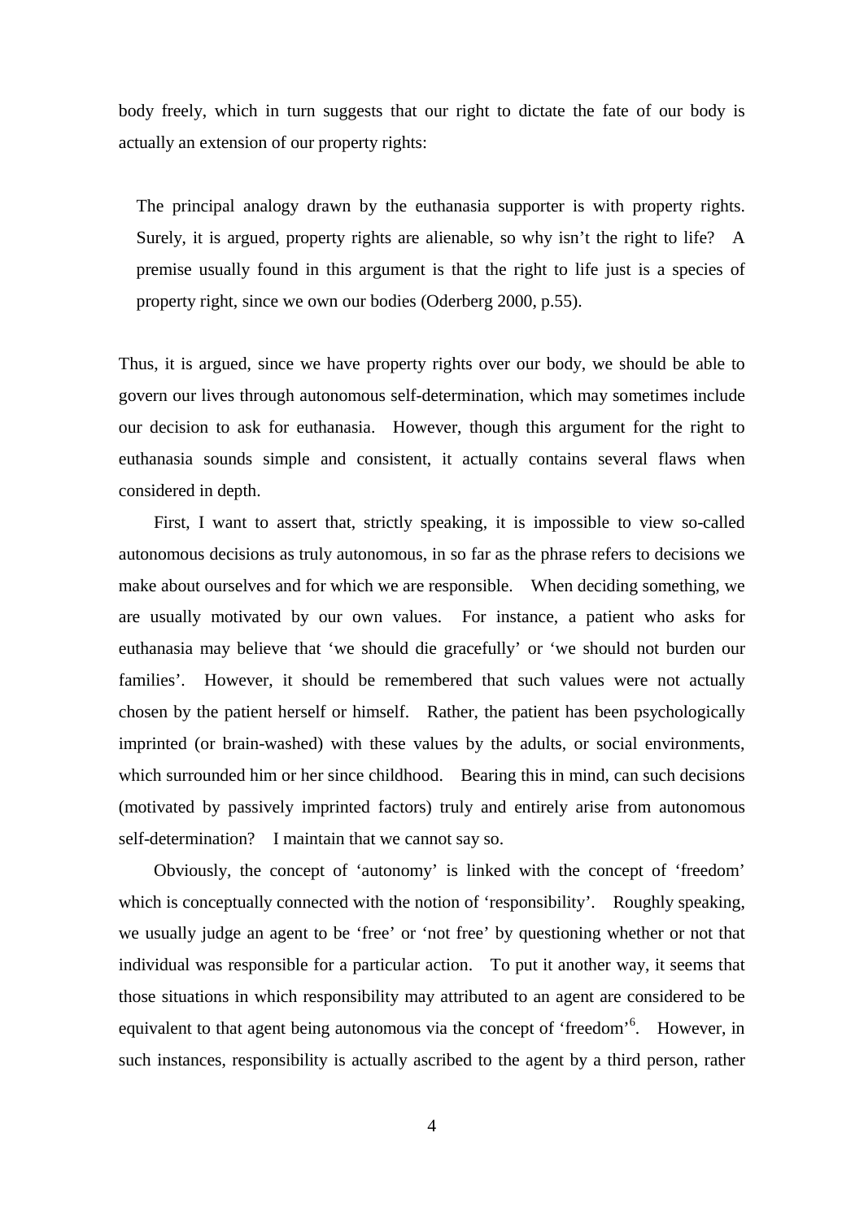body freely, which in turn suggests that our right to dictate the fate of our body is actually an extension of our property rights:

> The principal analogy drawn by the euthanasia supporter is with property rights. Surely, it is argued, property rights are alienable, so why isn't the right to life? A premise usually found in this argument is that the right to life just is a species of property right, since we own our bodies (Oderberg 2000, p.55).

Thus, it is argued, since we have property rights over our body, we should be able to govern our lives through autonomous self-determination, which may sometimes include our decision to ask for euthanasia. However, though this argument for the right to euthanasia sounds simple and consistent, it actually contains several flaws when considered in depth.

First, I want to assert that, strictly speaking, it is impossible to view so-called autonomous decisions as truly autonomous, in so far as the phrase refers to decisions we make about ourselves and for which we are responsible. When deciding something, we are usually motivated by our own values. For instance, a patient who asks for euthanasia may believe that 'we should die gracefully' or 'we should not burden our families'. However, it should be remembered that such values were not actually chosen by the patient herself or himself. Rather, the patient has been psychologically imprinted (or brain-washed) with these values by the adults, or social environments, which surrounded him or her since childhood. Bearing this in mind, can such decisions (motivated by passively imprinted factors) truly and entirely arise from autonomous self-determination? I maintain that we cannot say so.

Obviously, the concept of 'autonomy' is linked with the concept of 'freedom' which is conceptually connected with the notion of 'responsibility'. Roughly speaking, we usually judge an agent to be 'free' or 'not free' by questioning whether or not that individual was responsible for a particular action. To put it another way, it seems that those situations in which responsibility may attributed to an agent are considered to be equivalent to that agent being autonomous via the concept of 'freedom'[6]. However, in such instances, responsibility is actually ascribed to the agent by a third person, rather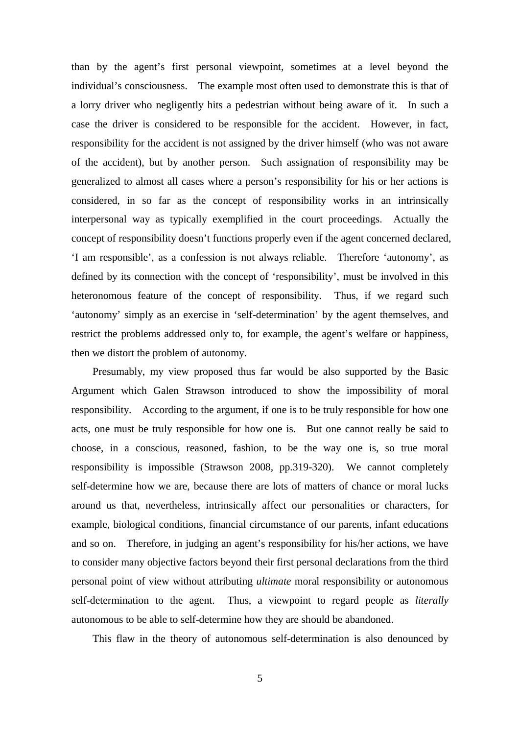than by the agent's first personal viewpoint, sometimes at a level beyond the individual's consciousness. The example most often used to demonstrate this is that of a lorry driver who negligently hits a pedestrian without being aware of it. In such a case the driver is considered to be responsible for the accident. However, in fact, responsibility for the accident is not assigned by the driver himself (who was not aware of the accident), but by another person. Such assignation of responsibility may be generalized to almost all cases where a person's responsibility for his or her actions is considered, in so far as the concept of responsibility works in an intrinsically interpersonal way as typically exemplified in the court proceedings. Actually the concept of responsibility doesn't functions properly even if the agent concerned declared, 'I am responsible', as a confession is not always reliable. Therefore 'autonomy', as defined by its connection with the concept of 'responsibility', must be involved in this heteronomous feature of the concept of responsibility. Thus, if we regard such 'autonomy' simply as an exercise in 'self-determination' by the agent themselves, and restrict the problems addressed only to, for example, the agent's welfare or happiness, then we distort the problem of autonomy.

Presumably, my view proposed thus far would be also supported by the Basic Argument which Galen Strawson introduced to show the impossibility of moral responsibility. According to the argument, if one is to be truly responsible for how one acts, one must be truly responsible for how one is. But one cannot really be said to choose, in a conscious, reasoned, fashion, to be the way one is, so true moral responsibility is impossible (Strawson 2008, pp.319-320). We cannot completely self-determine how we are, because there are lots of matters of chance or moral lucks around us that, nevertheless, intrinsically affect our personalities or characters, for example, biological conditions, financial circumstance of our parents, infant educations and so on. Therefore, in judging an agent's responsibility for his/her actions, we have to consider many objective factors beyond their first personal declarations from the third personal point of view without attributing *ultimate* moral responsibility or autonomous self-determination to the agent. Thus, a viewpoint to regard people as *literally* autonomous to be able to self-determine how they are should be abandoned.

This flaw in the theory of autonomous self-determination is also denounced by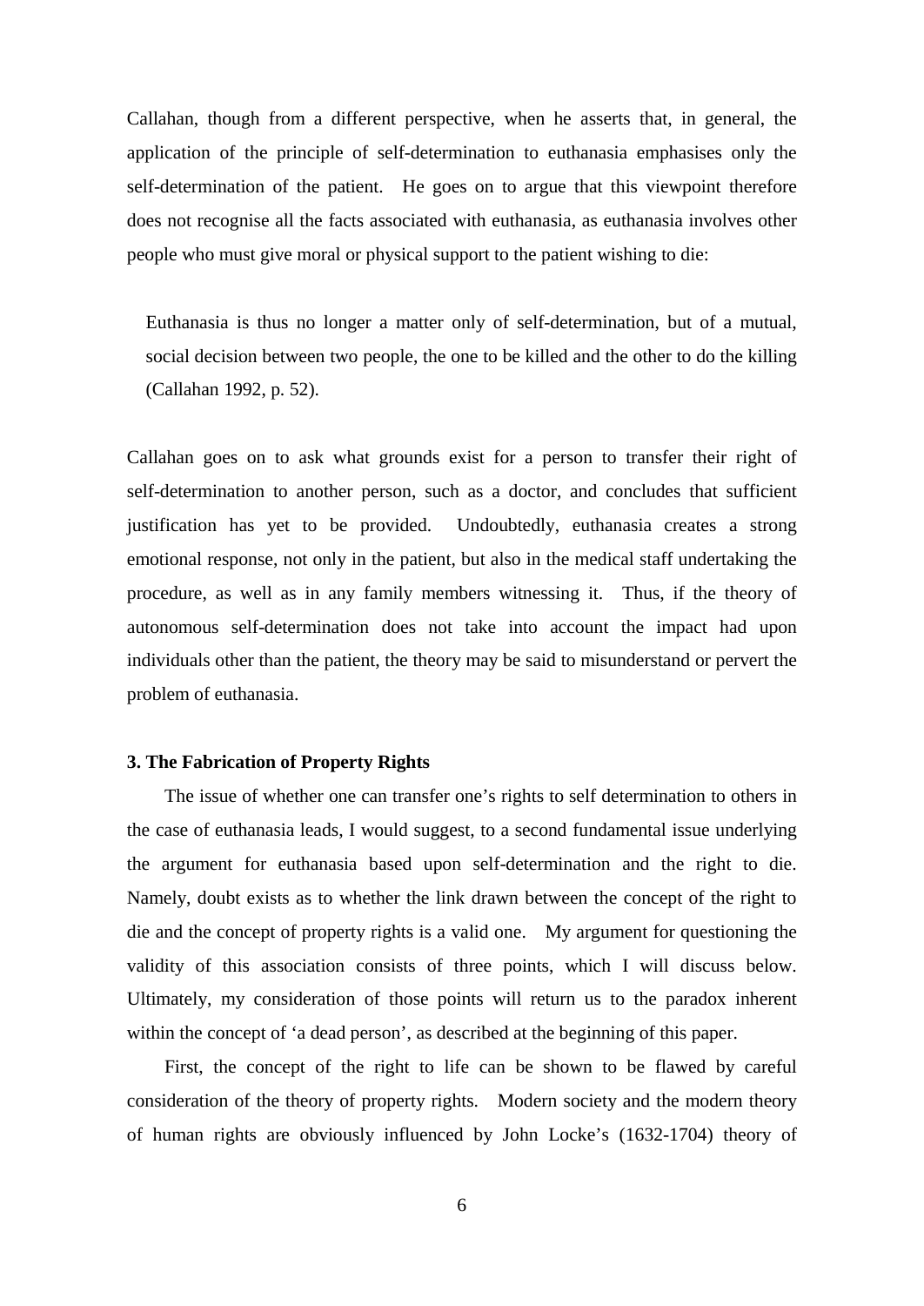Callahan, though from a different perspective, when he asserts that, in general, the application of the principle of self-determination to euthanasia emphasises only the self-determination of the patient. He goes on to argue that this viewpoint therefore does not recognise all the facts associated with euthanasia, as euthanasia involves other people who must give moral or physical support to the patient wishing to die:

> Euthanasia is thus no longer a matter only of self-determination, but of a mutual, social decision between two people, the one to be killed and the other to do the killing (Callahan 1992, p. 52).

Callahan goes on to ask what grounds exist for a person to transfer their right of self-determination to another person, such as a doctor, and concludes that sufficient justification has yet to be provided. Undoubtedly, euthanasia creates a strong emotional response, not only in the patient, but also in the medical staff undertaking the procedure, as well as in any family members witnessing it. Thus, if the theory of autonomous self-determination does not take into account the impact had upon individuals other than the patient, the theory may be said to misunderstand or pervert the problem of euthanasia.

### 3. The Fabrication of Property Rights

The issue of whether one can transfer one's rights to self determination to others in the case of euthanasia leads, I would suggest, to a second fundamental issue underlying the argument for euthanasia based upon self-determination and the right to die. Namely, doubt exists as to whether the link drawn between the concept of the right to die and the concept of property rights is a valid one. My argument for questioning the validity of this association consists of three points, which I will discuss below. Ultimately, my consideration of those points will return us to the paradox inherent within the concept of 'a dead person', as described at the beginning of this paper.

First, the concept of the right to life can be shown to be flawed by careful consideration of the theory of property rights. Modern society and the modern theory of human rights are obviously influenced by John Locke's (1632-1704) theory of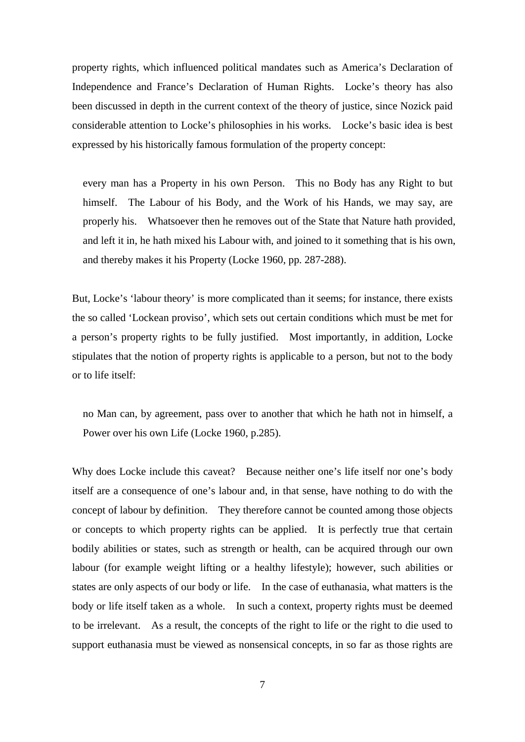property rights, which influenced political mandates such as America's Declaration of Independence and France's Declaration of Human Rights. Locke's theory has also been discussed in depth in the current context of the theory of justice, since Nozick paid considerable attention to Locke's philosophies in his works. Locke's basic idea is best expressed by his historically famous formulation of the property concept:

> every man has a Property in his own Person. This no Body has any Right to but himself. The Labour of his Body, and the Work of his Hands, we may say, are properly his. Whatsoever then he removes out of the State that Nature hath provided, and left it in, he hath mixed his Labour with, and joined to it something that is his own, and thereby makes it his Property (Locke 1960, pp. 287-288).

But, Locke's 'labour theory' is more complicated than it seems; for instance, there exists the so called 'Lockean proviso', which sets out certain conditions which must be met for a person's property rights to be fully justified. Most importantly, in addition, Locke stipulates that the notion of property rights is applicable to a person, but not to the body or to life itself:

> no Man can, by agreement, pass over to another that which he hath not in himself, a Power over his own Life (Locke 1960, p.285).

Why does Locke include this caveat? Because neither one's life itself nor one's body itself are a consequence of one's labour and, in that sense, have nothing to do with the concept of labour by definition. They therefore cannot be counted among those objects or concepts to which property rights can be applied. It is perfectly true that certain bodily abilities or states, such as strength or health, can be acquired through our own labour (for example weight lifting or a healthy lifestyle); however, such abilities or states are only aspects of our body or life. In the case of euthanasia, what matters is the body or life itself taken as a whole. In such a context, property rights must be deemed to be irrelevant. As a result, the concepts of the right to life or the right to die used to support euthanasia must be viewed as nonsensical concepts, in so far as those rights are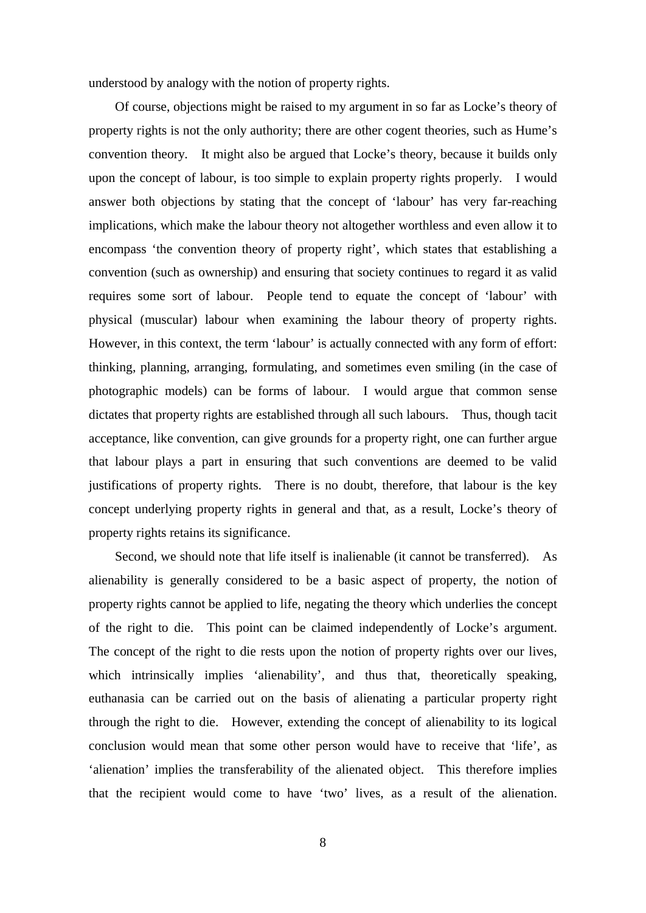understood by analogy with the notion of property rights.

Of course, objections might be raised to my argument in so far as Locke's theory of property rights is not the only authority; there are other cogent theories, such as Hume's convention theory. It might also be argued that Locke's theory, because it builds only upon the concept of labour, is too simple to explain property rights properly. I would answer both objections by stating that the concept of 'labour' has very far-reaching implications, which make the labour theory not altogether worthless and even allow it to encompass 'the convention theory of property right', which states that establishing a convention (such as ownership) and ensuring that society continues to regard it as valid requires some sort of labour. People tend to equate the concept of 'labour' with physical (muscular) labour when examining the labour theory of property rights. However, in this context, the term 'labour' is actually connected with any form of effort: thinking, planning, arranging, formulating, and sometimes even smiling (in the case of photographic models) can be forms of labour. I would argue that common sense dictates that property rights are established through all such labours. Thus, though tacit acceptance, like convention, can give grounds for a property right, one can further argue that labour plays a part in ensuring that such conventions are deemed to be valid justifications of property rights. There is no doubt, therefore, that labour is the key concept underlying property rights in general and that, as a result, Locke's theory of property rights retains its significance.

Second, we should note that life itself is inalienable (it cannot be transferred). As alienability is generally considered to be a basic aspect of property, the notion of property rights cannot be applied to life, negating the theory which underlies the concept of the right to die. This point can be claimed independently of Locke's argument. The concept of the right to die rests upon the notion of property rights over our lives, which intrinsically implies 'alienability', and thus that, theoretically speaking, euthanasia can be carried out on the basis of alienating a particular property right through the right to die. However, extending the concept of alienability to its logical conclusion would mean that some other person would have to receive that 'life', as 'alienation' implies the transferability of the alienated object. This therefore implies that the recipient would come to have 'two' lives, as a result of the alienation.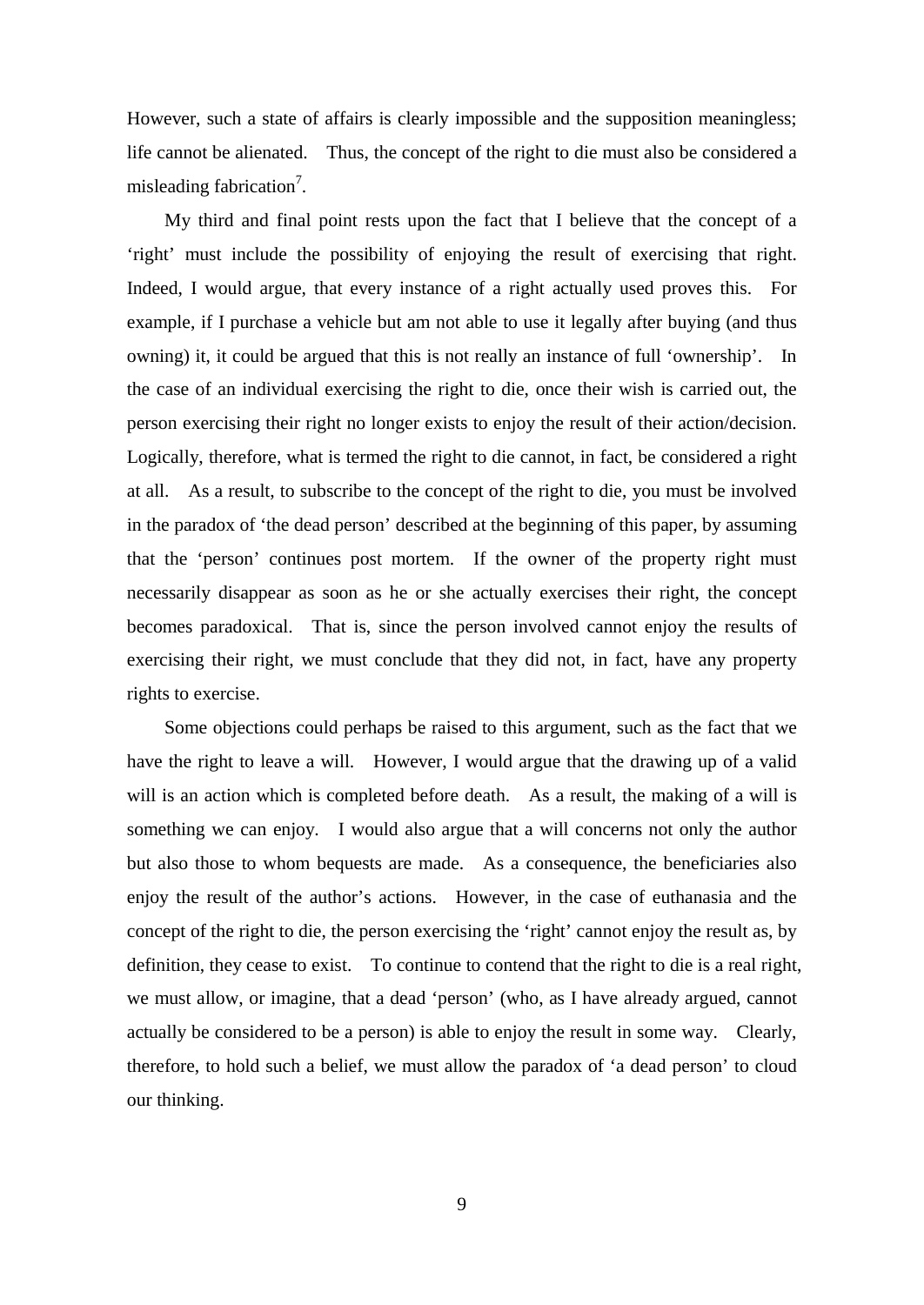However, such a state of affairs is clearly impossible and the supposition meaningless; life cannot be alienated. Thus, the concept of the right to die must also be considered a misleading fabrication[7].

My third and final point rests upon the fact that I believe that the concept of a 'right' must include the possibility of enjoying the result of exercising that right. Indeed, I would argue, that every instance of a right actually used proves this. For example, if I purchase a vehicle but am not able to use it legally after buying (and thus owning) it, it could be argued that this is not really an instance of full 'ownership'. In the case of an individual exercising the right to die, once their wish is carried out, the person exercising their right no longer exists to enjoy the result of their action/decision. Logically, therefore, what is termed the right to die cannot, in fact, be considered a right at all. As a result, to subscribe to the concept of the right to die, you must be involved in the paradox of 'the dead person' described at the beginning of this paper, by assuming that the 'person' continues post mortem. If the owner of the property right must necessarily disappear as soon as he or she actually exercises their right, the concept becomes paradoxical. That is, since the person involved cannot enjoy the results of exercising their right, we must conclude that they did not, in fact, have any property rights to exercise.

Some objections could perhaps be raised to this argument, such as the fact that we have the right to leave a will. However, I would argue that the drawing up of a valid will is an action which is completed before death. As a result, the making of a will is something we can enjoy. I would also argue that a will concerns not only the author but also those to whom bequests are made. As a consequence, the beneficiaries also enjoy the result of the author's actions. However, in the case of euthanasia and the concept of the right to die, the person exercising the 'right' cannot enjoy the result as, by definition, they cease to exist. To continue to contend that the right to die is a real right, we must allow, or imagine, that a dead 'person' (who, as I have already argued, cannot actually be considered to be a person) is able to enjoy the result in some way. Clearly, therefore, to hold such a belief, we must allow the paradox of 'a dead person' to cloud our thinking.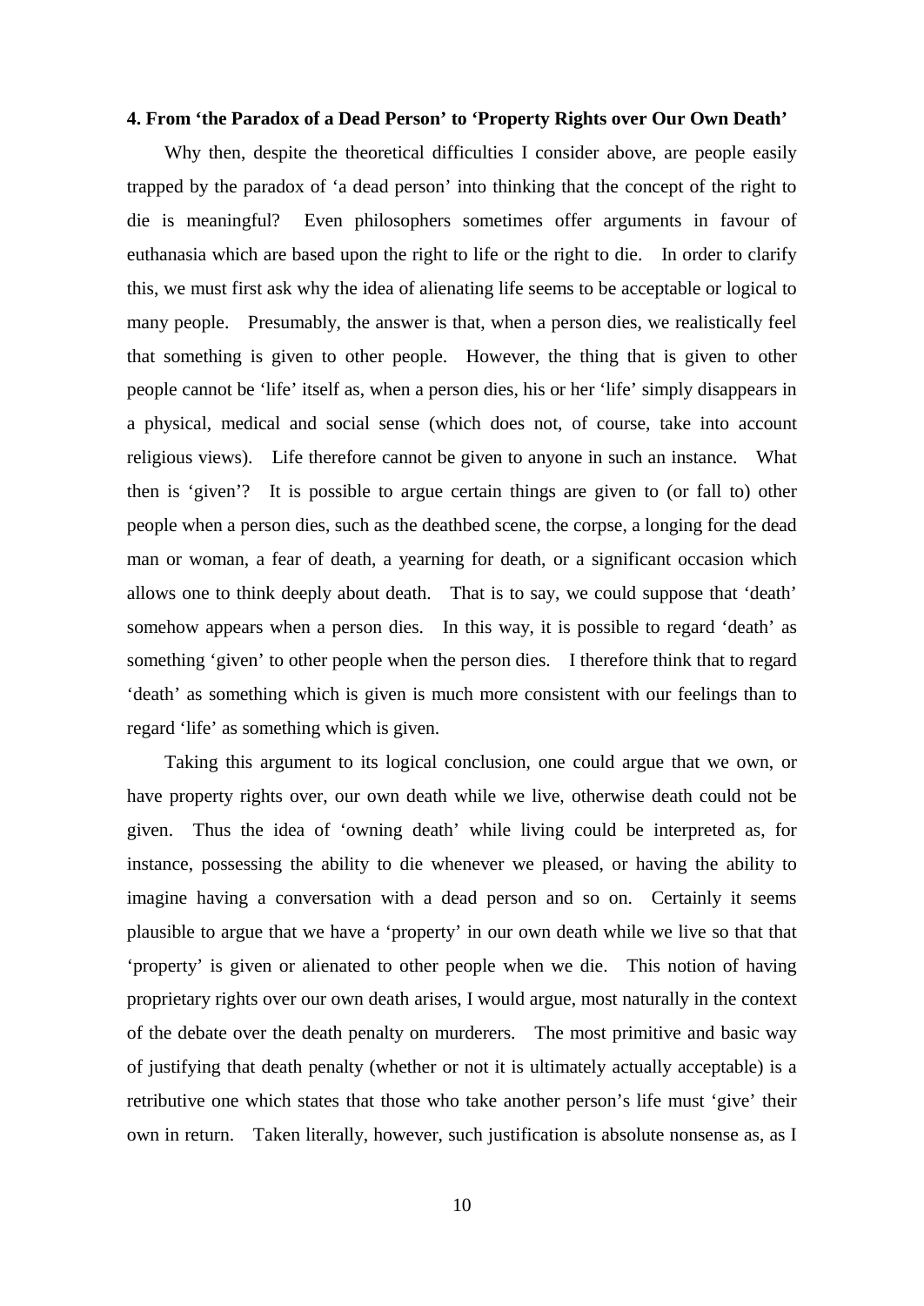### 4. From 'the Paradox of a Dead Person' to 'Property Rights over Our Own Death'

Why then, despite the theoretical difficulties I consider above, are people easily trapped by the paradox of 'a dead person' into thinking that the concept of the right to die is meaningful? Even philosophers sometimes offer arguments in favour of euthanasia which are based upon the right to life or the right to die. In order to clarify this, we must first ask why the idea of alienating life seems to be acceptable or logical to many people. Presumably, the answer is that, when a person dies, we realistically feel that something is given to other people. However, the thing that is given to other people cannot be 'life' itself as, when a person dies, his or her 'life' simply disappears in a physical, medical and social sense (which does not, of course, take into account religious views). Life therefore cannot be given to anyone in such an instance. What then is 'given'? It is possible to argue certain things are given to (or fall to) other people when a person dies, such as the deathbed scene, the corpse, a longing for the dead man or woman, a fear of death, a yearning for death, or a significant occasion which allows one to think deeply about death. That is to say, we could suppose that 'death' somehow appears when a person dies. In this way, it is possible to regard 'death' as something 'given' to other people when the person dies. I therefore think that to regard 'death' as something which is given is much more consistent with our feelings than to regard 'life' as something which is given.

Taking this argument to its logical conclusion, one could argue that we own, or have property rights over, our own death while we live, otherwise death could not be given. Thus the idea of 'owning death' while living could be interpreted as, for instance, possessing the ability to die whenever we pleased, or having the ability to imagine having a conversation with a dead person and so on. Certainly it seems plausible to argue that we have a 'property' in our own death while we live so that that 'property' is given or alienated to other people when we die. This notion of having proprietary rights over our own death arises, I would argue, most naturally in the context of the debate over the death penalty on murderers. The most primitive and basic way of justifying that death penalty (whether or not it is ultimately actually acceptable) is a retributive one which states that those who take another person's life must 'give' their own in return. Taken literally, however, such justification is absolute nonsense as, as I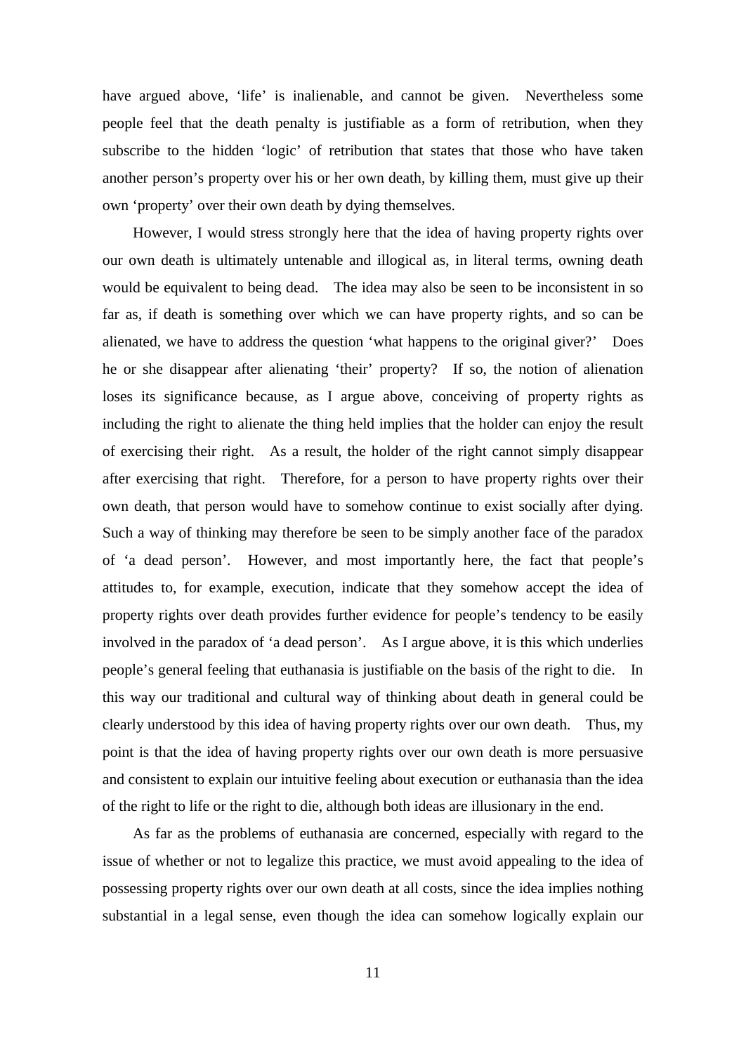have argued above, 'life' is inalienable, and cannot be given. Nevertheless some people feel that the death penalty is justifiable as a form of retribution, when they subscribe to the hidden 'logic' of retribution that states that those who have taken another person's property over his or her own death, by killing them, must give up their own 'property' over their own death by dying themselves.

However, I would stress strongly here that the idea of having property rights over our own death is ultimately untenable and illogical as, in literal terms, owning death would be equivalent to being dead. The idea may also be seen to be inconsistent in so far as, if death is something over which we can have property rights, and so can be alienated, we have to address the question 'what happens to the original giver?' Does he or she disappear after alienating 'their' property? If so, the notion of alienation loses its significance because, as I argue above, conceiving of property rights as including the right to alienate the thing held implies that the holder can enjoy the result of exercising their right. As a result, the holder of the right cannot simply disappear after exercising that right. Therefore, for a person to have property rights over their own death, that person would have to somehow continue to exist socially after dying. Such a way of thinking may therefore be seen to be simply another face of the paradox of 'a dead person'. However, and most importantly here, the fact that people's attitudes to, for example, execution, indicate that they somehow accept the idea of property rights over death provides further evidence for people's tendency to be easily involved in the paradox of 'a dead person'. As I argue above, it is this which underlies people's general feeling that euthanasia is justifiable on the basis of the right to die. In this way our traditional and cultural way of thinking about death in general could be clearly understood by this idea of having property rights over our own death. Thus, my point is that the idea of having property rights over our own death is more persuasive and consistent to explain our intuitive feeling about execution or euthanasia than the idea of the right to life or the right to die, although both ideas are illusionary in the end.

As far as the problems of euthanasia are concerned, especially with regard to the issue of whether or not to legalize this practice, we must avoid appealing to the idea of possessing property rights over our own death at all costs, since the idea implies nothing substantial in a legal sense, even though the idea can somehow logically explain our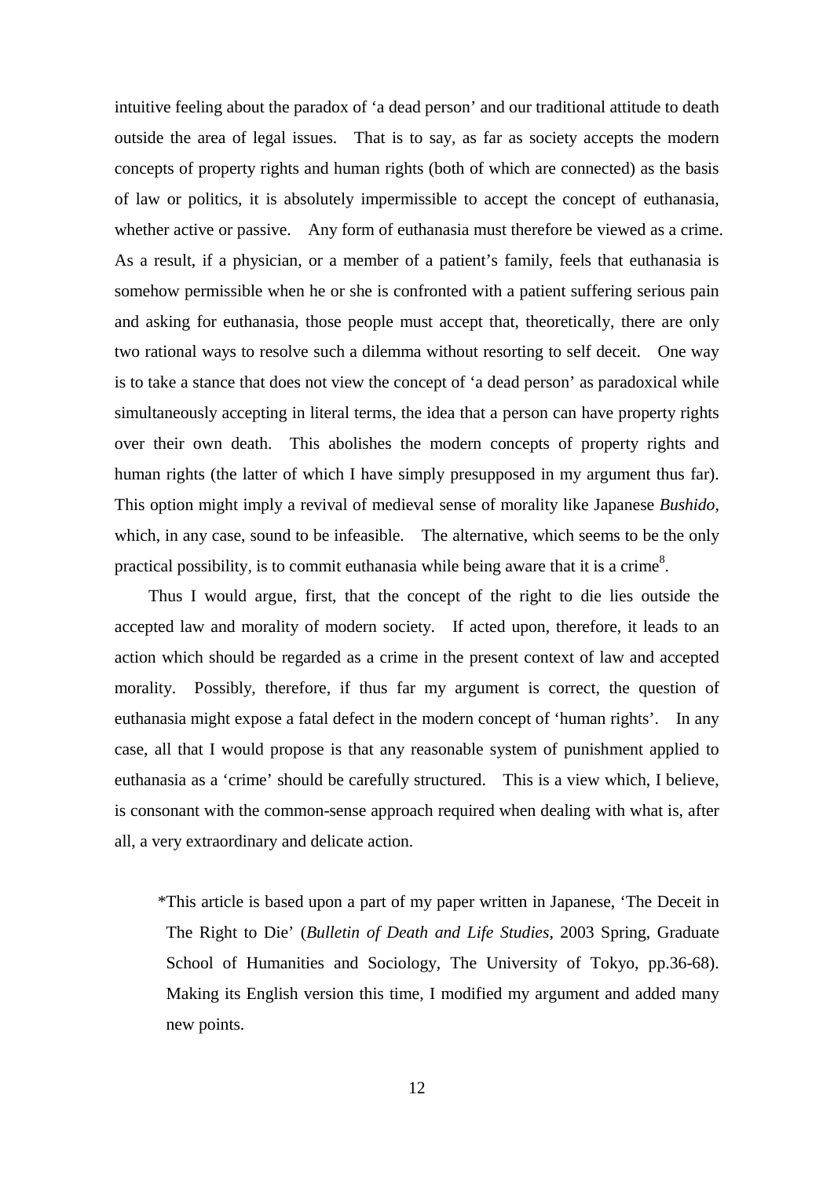intuitive feeling about the paradox of 'a dead person' and our traditional attitude to death outside the area of legal issues. That is to say, as far as society accepts the modern concepts of property rights and human rights (both of which are connected) as the basis of law or politics, it is absolutely impermissible to accept the concept of euthanasia, whether active or passive. Any form of euthanasia must therefore be viewed as a crime. As a result, if a physician, or a member of a patient's family, feels that euthanasia is somehow permissible when he or she is confronted with a patient suffering serious pain and asking for euthanasia, those people must accept that, theoretically, there are only two rational ways to resolve such a dilemma without resorting to self deceit. One way is to take a stance that does not view the concept of 'a dead person' as paradoxical while simultaneously accepting in literal terms, the idea that a person can have property rights over their own death. This abolishes the modern concepts of property rights and human rights (the latter of which I have simply presupposed in my argument thus far). This option might imply a revival of medieval sense of morality like Japanese *Bushido*, which, in any case, sound to be infeasible. The alternative, which seems to be the only practical possibility, is to commit euthanasia while being aware that it is a crime[8].

Thus I would argue, first, that the concept of the right to die lies outside the accepted law and morality of modern society. If acted upon, therefore, it leads to an action which should be regarded as a crime in the present context of law and accepted morality. Possibly, therefore, if thus far my argument is correct, the question of euthanasia might expose a fatal defect in the modern concept of 'human rights'. In any case, all that I would propose is that any reasonable system of punishment applied to euthanasia as a 'crime' should be carefully structured. This is a view which, I believe, is consonant with the common-sense approach required when dealing with what is, after all, a very extraordinary and delicate action.

*This article is based upon a part of my paper written in Japanese, 'The Deceit in The Right to Die' (*Bulletin of Death and Life Studies*, 2003 Spring, Graduate School of Humanities and Sociology, The University of Tokyo, pp.36-68). Making its English version this time, I modified my argument and added many new points.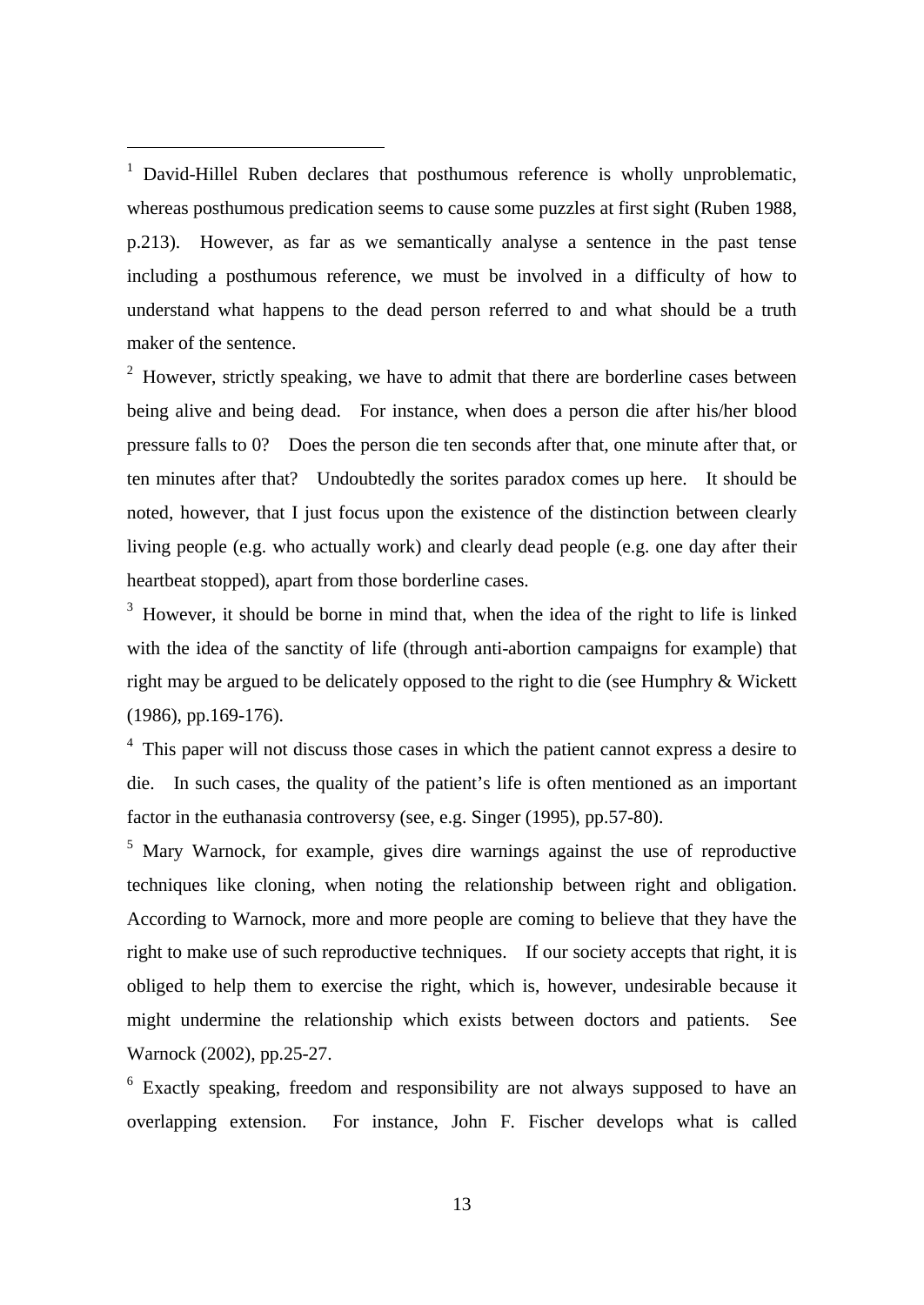[1] David-Hillel Ruben declares that posthumous reference is wholly unproblematic, whereas posthumous predication seems to cause some puzzles at first sight (Ruben 1988, p.213). However, as far as we semantically analyse a sentence in the past tense including a posthumous reference, we must be involved in a difficulty of how to understand what happens to the dead person referred to and what should be a truth maker of the sentence.

[2] However, strictly speaking, we have to admit that there are borderline cases between being alive and being dead. For instance, when does a person die after his/her blood pressure falls to 0? Does the person die ten seconds after that, one minute after that, or ten minutes after that? Undoubtedly the sorites paradox comes up here. It should be noted, however, that I just focus upon the existence of the distinction between clearly living people (e.g. who actually work) and clearly dead people (e.g. one day after their heartbeat stopped), apart from those borderline cases.

[3] However, it should be borne in mind that, when the idea of the right to life is linked with the idea of the sanctity of life (through anti-abortion campaigns for example) that right may be argued to be delicately opposed to the right to die (see Humphry & Wickett (1986), pp.169-176).

[4] This paper will not discuss those cases in which the patient cannot express a desire to die. In such cases, the quality of the patient's life is often mentioned as an important factor in the euthanasia controversy (see, e.g. Singer (1995), pp.57-80).

[5] Mary Warnock, for example, gives dire warnings against the use of reproductive techniques like cloning, when noting the relationship between right and obligation. According to Warnock, more and more people are coming to believe that they have the right to make use of such reproductive techniques. If our society accepts that right, it is obliged to help them to exercise the right, which is, however, undesirable because it might undermine the relationship which exists between doctors and patients. See Warnock (2002), pp.25-27.

[6] Exactly speaking, freedom and responsibility are not always supposed to have an overlapping extension. For instance, John F. Fischer develops what is called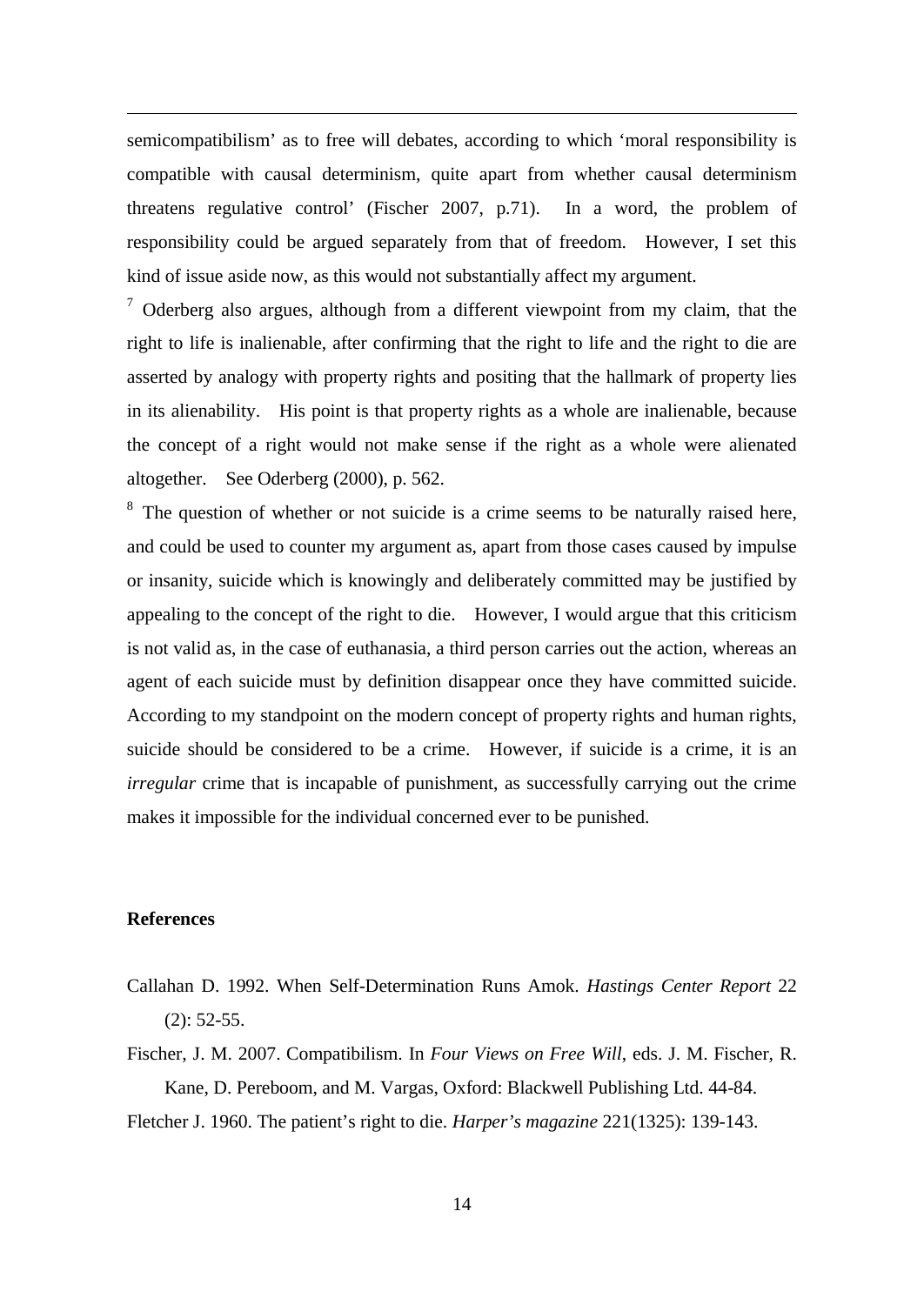semicompatibilism' as to free will debates, according to which 'moral responsibility is compatible with causal determinism, quite apart from whether causal determinism threatens regulative control' (Fischer 2007, p.71). In a word, the problem of responsibility could be argued separately from that of freedom. However, I set this kind of issue aside now, as this would not substantially affect my argument.

[7] Oderberg also argues, although from a different viewpoint from my claim, that the right to life is inalienable, after confirming that the right to life and the right to die are asserted by analogy with property rights and positing that the hallmark of property lies in its alienability. His point is that property rights as a whole are inalienable, because the concept of a right would not make sense if the right as a whole were alienated altogether. See Oderberg (2000), p. 562.

[8] The question of whether or not suicide is a crime seems to be naturally raised here, and could be used to counter my argument as, apart from those cases caused by impulse or insanity, suicide which is knowingly and deliberately committed may be justified by appealing to the concept of the right to die. However, I would argue that this criticism is not valid as, in the case of euthanasia, a third person carries out the action, whereas an agent of each suicide must by definition disappear once they have committed suicide. According to my standpoint on the modern concept of property rights and human rights, suicide should be considered to be a crime. However, if suicide is a crime, it is an *irregular* crime that is incapable of punishment, as successfully carrying out the crime makes it impossible for the individual concerned ever to be punished.

**References**

Callahan D. 1992. When Self-Determination Runs Amok. *Hastings Center Report* 22 (2): 52-55.

Fischer, J. M. 2007. Compatibilism. In *Four Views on Free Will*, eds. J. M. Fischer, R. Kane, D. Pereboom, and M. Vargas, Oxford: Blackwell Publishing Ltd. 44-84.

Fletcher J. 1960. The patient's right to die. *Harper's magazine* 221(1325): 139-143.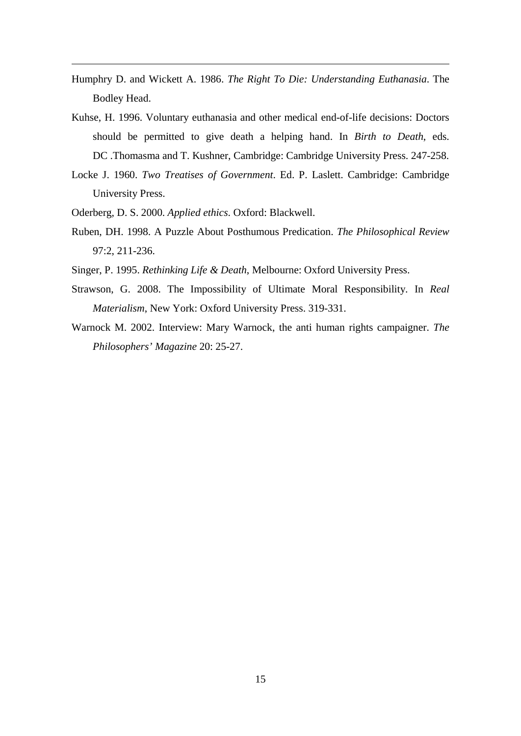Humphry D. and Wickett A. 1986. *The Right To Die: Understanding Euthanasia*. The Bodley Head.

Kuhse, H. 1996. Voluntary euthanasia and other medical end-of-life decisions: Doctors should be permitted to give death a helping hand. In *Birth to Death*, eds. DC .Thomasma and T. Kushner, Cambridge: Cambridge University Press. 247-258.

Locke J. 1960. *Two Treatises of Government*. Ed. P. Laslett. Cambridge: Cambridge University Press.

Oderberg, D. S. 2000. *Applied ethics*. Oxford: Blackwell.

Ruben, DH. 1998. A Puzzle About Posthumous Predication. *The Philosophical Review* 97:2, 211-236.

Singer, P. 1995. *Rethinking Life & Death*, Melbourne: Oxford University Press.

Strawson, G. 2008. The Impossibility of Ultimate Moral Responsibility. In *Real Materialism*, New York: Oxford University Press. 319-331.

Warnock M. 2002. Interview: Mary Warnock, the anti human rights campaigner. *The Philosophers' Magazine* 20: 25-27.